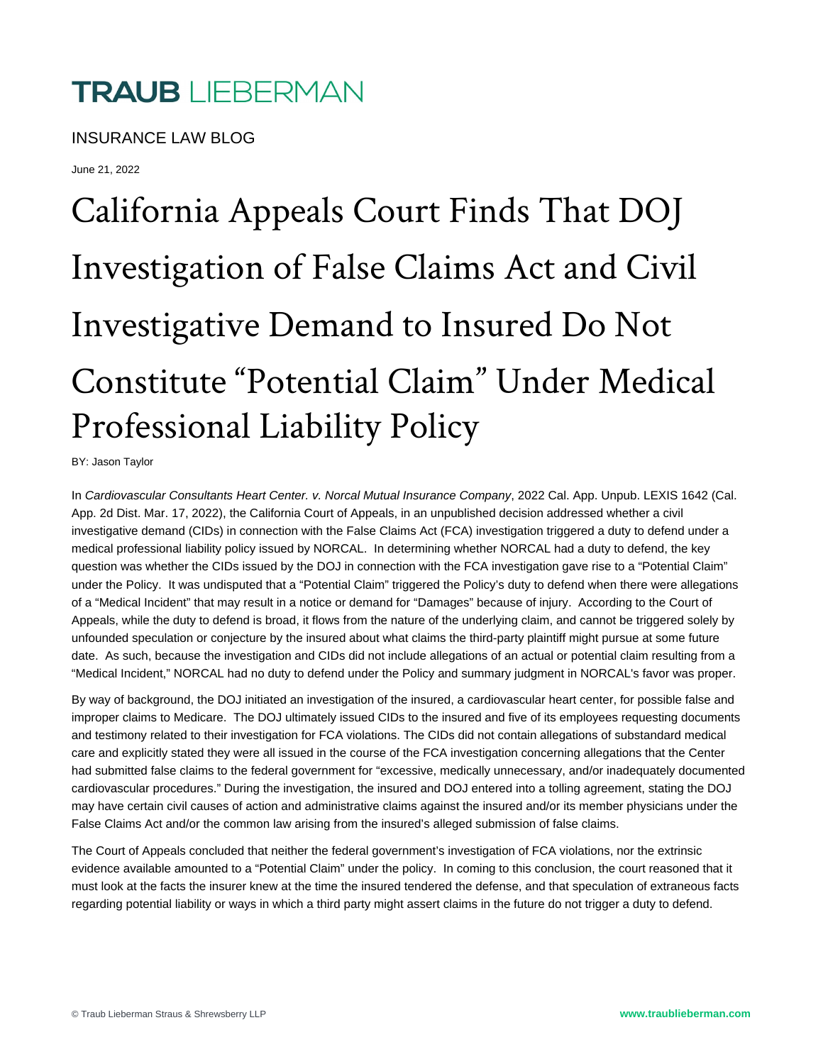# TRAUB LIEBERMAN

INSURANCE LAW BLOG

June 21, 2022

# California Appeals Court Finds That DOJ Investigation of False Claims Act and Civil Investigative Demand to Insured Do Not Constitute "Potential Claim" Under Medical Professional Liability Policy

BY: Jason Taylor

In *Cardiovascular Consultants Heart Center. v. Norcal Mutual Insurance Company*, 2022 Cal. App. Unpub. LEXIS 1642 (Cal. App. 2d Dist. Mar. 17, 2022), the California Court of Appeals, in an unpublished decision addressed whether a civil investigative demand (CIDs) in connection with the False Claims Act (FCA) investigation triggered a duty to defend under a medical professional liability policy issued by NORCAL. In determining whether NORCAL had a duty to defend, the key question was whether the CIDs issued by the DOJ in connection with the FCA investigation gave rise to a "Potential Claim" under the Policy. It was undisputed that a "Potential Claim" triggered the Policy's duty to defend when there were allegations of a "Medical Incident" that may result in a notice or demand for "Damages" because of injury. According to the Court of Appeals, while the duty to defend is broad, it flows from the nature of the underlying claim, and cannot be triggered solely by unfounded speculation or conjecture by the insured about what claims the third-party plaintiff might pursue at some future date. As such, because the investigation and CIDs did not include allegations of an actual or potential claim resulting from a "Medical Incident," NORCAL had no duty to defend under the Policy and summary judgment in NORCAL's favor was proper.

By way of background, the DOJ initiated an investigation of the insured, a cardiovascular heart center, for possible false and improper claims to Medicare. The DOJ ultimately issued CIDs to the insured and five of its employees requesting documents and testimony related to their investigation for FCA violations. The CIDs did not contain allegations of substandard medical care and explicitly stated they were all issued in the course of the FCA investigation concerning allegations that the Center had submitted false claims to the federal government for "excessive, medically unnecessary, and/or inadequately documented cardiovascular procedures." During the investigation, the insured and DOJ entered into a tolling agreement, stating the DOJ may have certain civil causes of action and administrative claims against the insured and/or its member physicians under the False Claims Act and/or the common law arising from the insured's alleged submission of false claims.

The Court of Appeals concluded that neither the federal government's investigation of FCA violations, nor the extrinsic evidence available amounted to a "Potential Claim" under the policy. In coming to this conclusion, the court reasoned that it must look at the facts the insurer knew at the time the insured tendered the defense, and that speculation of extraneous facts regarding potential liability or ways in which a third party might assert claims in the future do not trigger a duty to defend.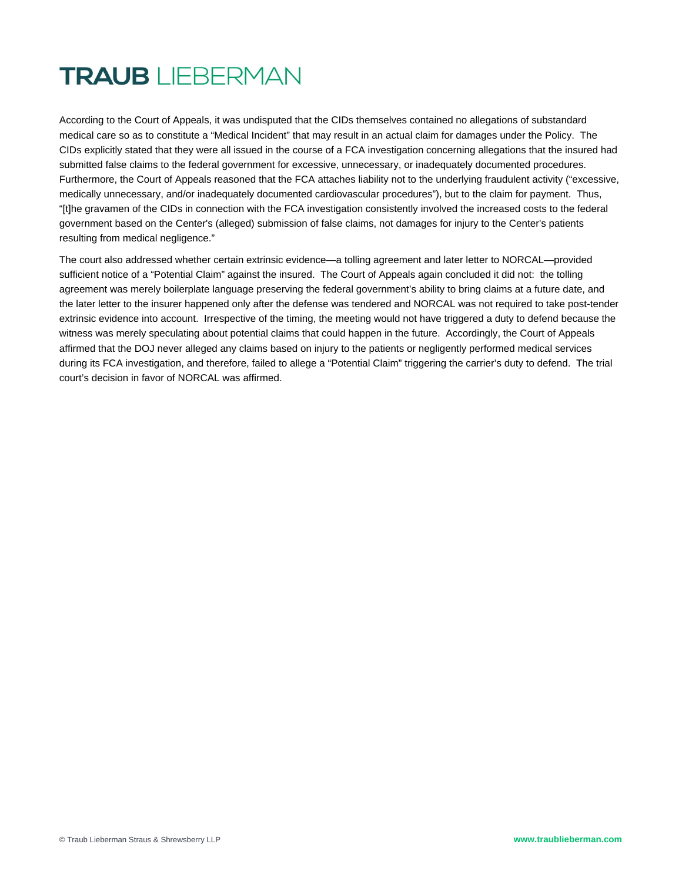According to the Court of Appeals, it was undisputed that the CIDs themselves contained no allegations of substandard medical care so as to constitute a "Medical Incident" that may result in an actual claim for damages under the Policy. The CIDs explicitly stated that they were all issued in the course of a FCA investigation concerning allegations that the insured had submitted false claims to the federal government for excessive, unnecessary, or inadequately documented procedures. Furthermore, the Court of Appeals reasoned that the FCA attaches liability not to the underlying fraudulent activity ("excessive, medically unnecessary, and/or inadequately documented cardiovascular procedures"), but to the claim for payment. Thus, "[t]he gravamen of the CIDs in connection with the FCA investigation consistently involved the increased costs to the federal government based on the Center's (alleged) submission of false claims, not damages for injury to the Center's patients resulting from medical negligence."

The court also addressed whether certain extrinsic evidence—a tolling agreement and later letter to NORCAL—provided sufficient notice of a "Potential Claim" against the insured. The Court of Appeals again concluded it did not: the tolling agreement was merely boilerplate language preserving the federal government's ability to bring claims at a future date, and the later letter to the insurer happened only after the defense was tendered and NORCAL was not required to take post-tender extrinsic evidence into account. Irrespective of the timing, the meeting would not have triggered a duty to defend because the witness was merely speculating about potential claims that could happen in the future. Accordingly, the Court of Appeals affirmed that the DOJ never alleged any claims based on injury to the patients or negligently performed medical services during its FCA investigation, and therefore, failed to allege a "Potential Claim" triggering the carrier's duty to defend. The trial court's decision in favor of NORCAL was affirmed.